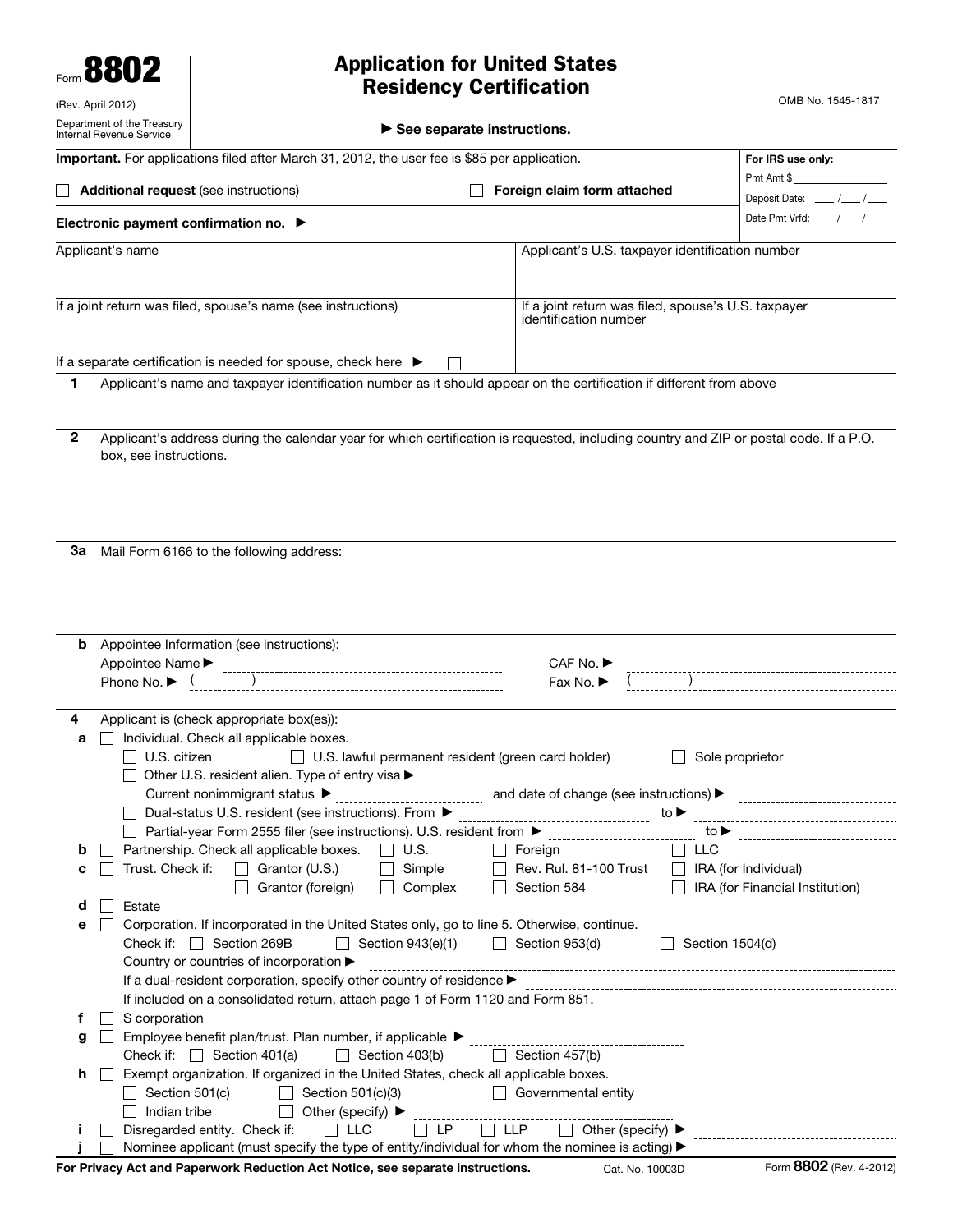Form **8802**

(Rev. April 2012)

Department of the Treasury
Internal Revenue Service

# Application for United States Residency Certification

▶ See separate instructions.

OMB No. 1545-1817

**Important.** For applications filed after March 31, 2012, the user fee is $85 per application.

**For IRS use only:**
Pmt Amt $ ____________
Deposit Date: ___ /___ /___
Date Pmt Vrfd: ___ /___ /___

☐ **Additional request** (see instructions) ☐ **Foreign claim form attached**

**Electronic payment confirmation no.** ▶

| Applicant's name | Applicant's U.S. taxpayer identification number |
| --- | --- |
| If a joint return was filed, spouse's name (see instructions) | If a joint return was filed, spouse's U.S. taxpayer identification number |
| If a separate certification is needed for spouse, check here ▶ ☐ | |

**1** Applicant's name and taxpayer identification number as it should appear on the certification if different from above

**2** Applicant's address during the calendar year for which certification is requested, including country and ZIP or postal code. If a P.O. box, see instructions.

**3a** Mail Form 6166 to the following address:

**b** Appointee Information (see instructions):
Appointee Name ▶ ____________ CAF No. ▶ ____________
Phone No. ▶ ( ) ____________ Fax No. ▶ ( ) ____________

**4** Applicant is (check appropriate box(es)):

**a** ☐ Individual. Check all applicable boxes.
- ☐ U.S. citizen ☐ U.S. lawful permanent resident (green card holder) ☐ Sole proprietor
- ☐ Other U.S. resident alien. Type of entry visa ▶ ____________
  Current nonimmigrant status ▶ ____________ and date of change (see instructions) ▶ ____________
- ☐ Dual-status U.S. resident (see instructions). From ▶ ____________ to ▶ ____________
- ☐ Partial-year Form 2555 filer (see instructions). U.S. resident from ▶ ____________ to ▶ ____________

**b** ☐ Partnership. Check all applicable boxes. ☐ U.S. ☐ Foreign ☐ LLC

**c** ☐ Trust. Check if: ☐ Grantor (U.S.) ☐ Simple ☐ Rev. Rul. 81-100 Trust ☐ IRA (for Individual) ☐ Grantor (foreign) ☐ Complex ☐ Section 584 ☐ IRA (for Financial Institution)

**d** ☐ Estate

**e** ☐ Corporation. If incorporated in the United States only, go to line 5. Otherwise, continue.
Check if: ☐ Section 269B ☐ Section 943(e)(1) ☐ Section 953(d) ☐ Section 1504(d)
Country or countries of incorporation ▶ ____________
If a dual-resident corporation, specify other country of residence ▶ ____________
If included on a consolidated return, attach page 1 of Form 1120 and Form 851.

**f** ☐ S corporation

**g** ☐ Employee benefit plan/trust. Plan number, if applicable ▶ ____________
Check if: ☐ Section 401(a) ☐ Section 403(b) ☐ Section 457(b)

**h** ☐ Exempt organization. If organized in the United States, check all applicable boxes.
☐ Section 501(c) ☐ Section 501(c)(3) ☐ Governmental entity
☐ Indian tribe ☐ Other (specify) ▶ ____________

**i** ☐ Disregarded entity. Check if: ☐ LLC ☐ LP ☐ LLP ☐ Other (specify) ▶ ____________

**j** ☐ Nominee applicant (must specify the type of entity/individual for whom the nominee is acting) ▶ ____________

**For Privacy Act and Paperwork Reduction Act Notice, see separate instructions.** Cat. No. 10003D Form **8802** (Rev. 4-2012)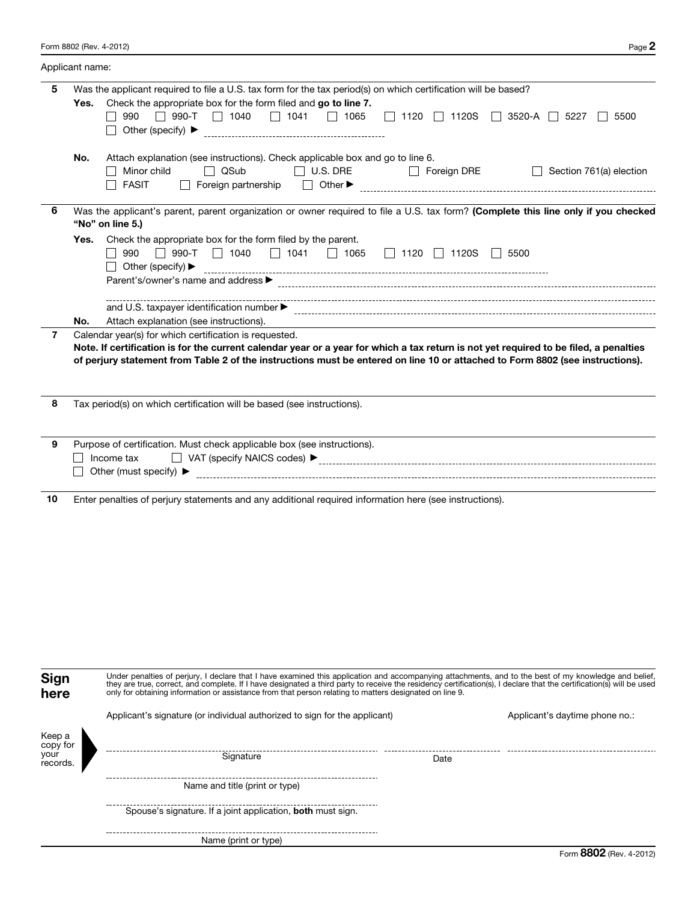Applicant name:

**5** Was the applicant required to file a U.S. tax form for the tax period(s) on which certification will be based?

**Yes.** Check the appropriate box for the form filed and **go to line 7.**

☐ 990 ☐ 990-T ☐ 1040 ☐ 1041 ☐ 1065 ☐ 1120 ☐ 1120S ☐ 3520-A ☐ 5227 ☐ 5500

☐ Other (specify) ▶

**No.** Attach explanation (see instructions). Check applicable box and go to line 6.

☐ Minor child ☐ QSub ☐ U.S. DRE ☐ Foreign DRE ☐ Section 761(a) election

☐ FASIT ☐ Foreign partnership ☐ Other ▶

**6** Was the applicant's parent, parent organization or owner required to file a U.S. tax form? **(Complete this line only if you checked "No" on line 5.)**

**Yes.** Check the appropriate box for the form filed by the parent.

☐ 990 ☐ 990-T ☐ 1040 ☐ 1041 ☐ 1065 ☐ 1120 ☐ 1120S ☐ 5500

☐ Other (specify) ▶

Parent's/owner's name and address ▶

and U.S. taxpayer identification number ▶

**No.** Attach explanation (see instructions).

**7** Calendar year(s) for which certification is requested.

**Note. If certification is for the current calendar year or a year for which a tax return is not yet required to be filed, a penalties of perjury statement from Table 2 of the instructions must be entered on line 10 or attached to Form 8802 (see instructions).**

**8** Tax period(s) on which certification will be based (see instructions).

**9** Purpose of certification. Must check applicable box (see instructions).

☐ Income tax ☐ VAT (specify NAICS codes) ▶

☐ Other (must specify) ▶

**10** Enter penalties of perjury statements and any additional required information here (see instructions).

## Sign here

Under penalties of perjury, I declare that I have examined this application and accompanying attachments, and to the best of my knowledge and belief, they are true, correct, and complete. If I have designated a third party to receive the residency certification(s), I declare that the certification(s) will be used only for obtaining information or assistance from that person relating to matters designated on line 9.

Keep a copy for your records.

Applicant's signature (or individual authorized to sign for the applicant) | Applicant's daytime phone no.:

Signature | Date

Name and title (print or type)

Spouse's signature. If a joint application, **both** must sign.

Name (print or type)

Form **8802** (Rev. 4-2012)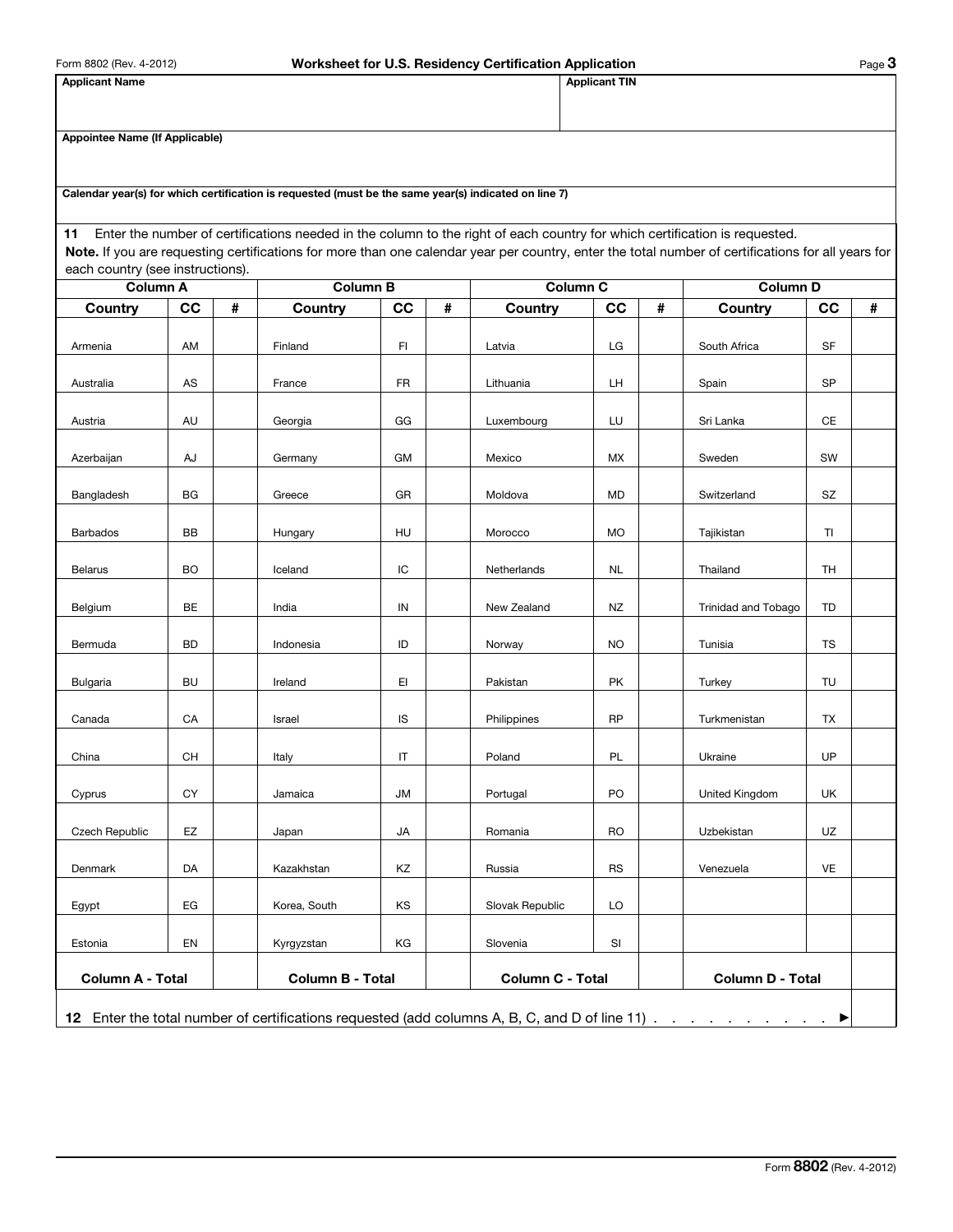## Worksheet for U.S. Residency Certification Application

| Applicant Name | Applicant TIN |
|---|---|
| | |

**Appointee Name (If Applicable)**

**Calendar year(s) for which certification is requested (must be the same year(s) indicated on line 7)**

**11** Enter the number of certifications needed in the column to the right of each country for which certification is requested.
**Note.** If you are requesting certifications for more than one calendar year per country, enter the total number of certifications for all years for each country (see instructions).

| Column A | | | Column B | | | Column C | | | Column D | | |
|---|---|---|---|---|---|---|---|---|---|---|---|
| **Country** | **CC** | **#** | **Country** | **CC** | **#** | **Country** | **CC** | **#** | **Country** | **CC** | **#** |
| Armenia | AM | | Finland | FI | | Latvia | LG | | South Africa | SF | |
| Australia | AS | | France | FR | | Lithuania | LH | | Spain | SP | |
| Austria | AU | | Georgia | GG | | Luxembourg | LU | | Sri Lanka | CE | |
| Azerbaijan | AJ | | Germany | GM | | Mexico | MX | | Sweden | SW | |
| Bangladesh | BG | | Greece | GR | | Moldova | MD | | Switzerland | SZ | |
| Barbados | BB | | Hungary | HU | | Morocco | MO | | Tajikistan | TI | |
| Belarus | BO | | Iceland | IC | | Netherlands | NL | | Thailand | TH | |
| Belgium | BE | | India | IN | | New Zealand | NZ | | Trinidad and Tobago | TD | |
| Bermuda | BD | | Indonesia | ID | | Norway | NO | | Tunisia | TS | |
| Bulgaria | BU | | Ireland | EI | | Pakistan | PK | | Turkey | TU | |
| Canada | CA | | Israel | IS | | Philippines | RP | | Turkmenistan | TX | |
| China | CH | | Italy | IT | | Poland | PL | | Ukraine | UP | |
| Cyprus | CY | | Jamaica | JM | | Portugal | PO | | United Kingdom | UK | |
| Czech Republic | EZ | | Japan | JA | | Romania | RO | | Uzbekistan | UZ | |
| Denmark | DA | | Kazakhstan | KZ | | Russia | RS | | Venezuela | VE | |
| Egypt | EG | | Korea, South | KS | | Slovak Republic | LO | | | | |
| Estonia | EN | | Kyrgyzstan | KG | | Slovenia | SI | | | | |
| **Column A - Total** | | | **Column B - Total** | | | **Column C - Total** | | | **Column D - Total** | | |

**12** Enter the total number of certifications requested (add columns A, B, C, and D of line 11) . . . . . . . . . . ▶